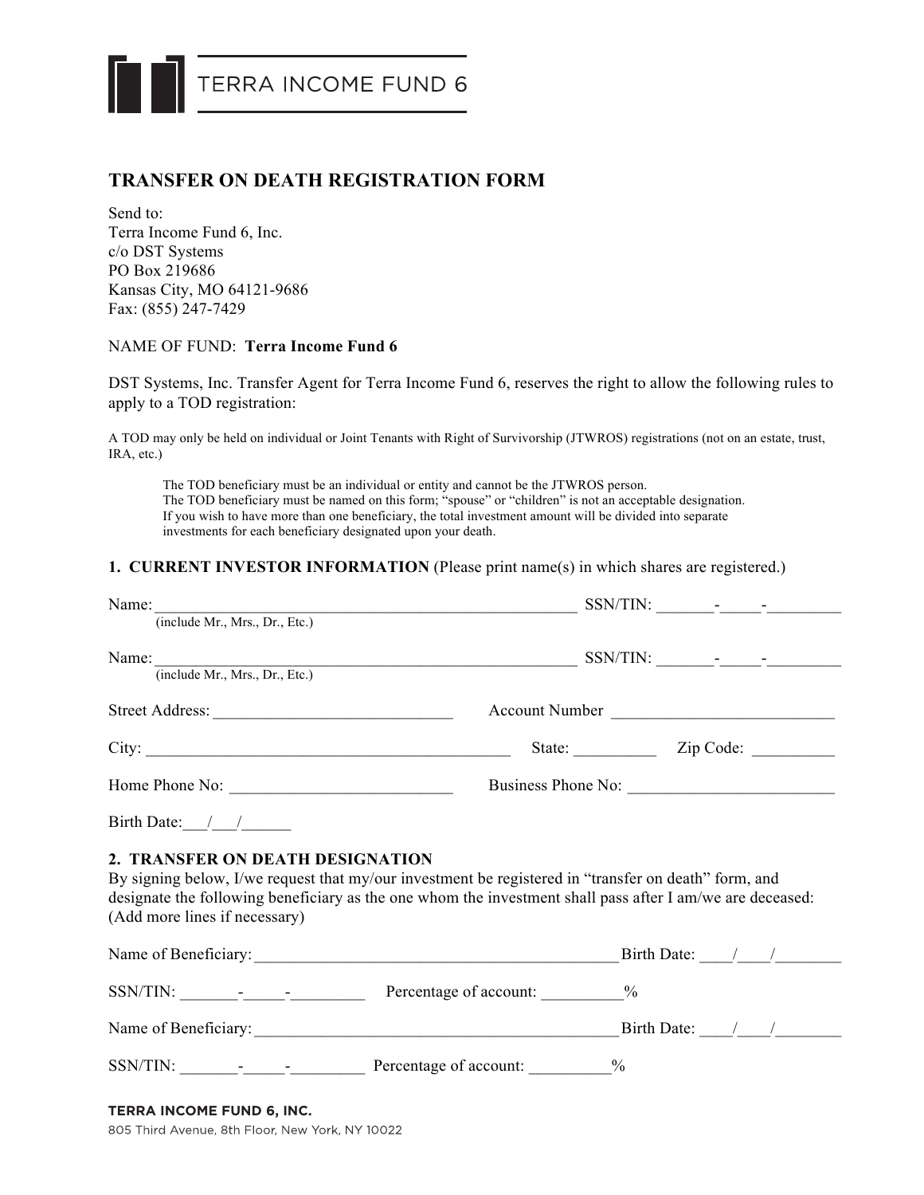TERRA INCOME FUND 6

# TRANSFER ON DEATH REGISTRATION FORM

Send to:
Terra Income Fund 6, Inc.
c/o DST Systems
PO Box 219686
Kansas City, MO 64121-9686
Fax: (855) 247-7429

NAME OF FUND: **Terra Income Fund 6**

DST Systems, Inc. Transfer Agent for Terra Income Fund 6, reserves the right to allow the following rules to apply to a TOD registration:

A TOD may only be held on individual or Joint Tenants with Right of Survivorship (JTWROS) registrations (not on an estate, trust, IRA, etc.)

> The TOD beneficiary must be an individual or entity and cannot be the JTWROS person.
> The TOD beneficiary must be named on this form; "spouse" or "children" is not an acceptable designation.
> If you wish to have more than one beneficiary, the total investment amount will be divided into separate investments for each beneficiary designated upon your death.

## 1. CURRENT INVESTOR INFORMATION (Please print name(s) in which shares are registered.)

Name: ____________________________________________________ SSN/TIN: _______-_____-_________
(include Mr., Mrs., Dr., Etc.)

Name: ____________________________________________________ SSN/TIN: _______-_____-_________
(include Mr., Mrs., Dr., Etc.)

Street Address: ____________________________ Account Number ___________________________

City: ____________________________________________ State: __________ Zip Code: __________

Home Phone No: __________________________ Business Phone No: ________________________

Birth Date:___/___/______

## 2. TRANSFER ON DEATH DESIGNATION

By signing below, I/we request that my/our investment be registered in "transfer on death" form, and designate the following beneficiary as the one whom the investment shall pass after I am/we are deceased: (Add more lines if necessary)

Name of Beneficiary: ____________________________________________ Birth Date: ____/____/________

SSN/TIN: _______-_____-_________ Percentage of account: _________%

Name of Beneficiary: ____________________________________________ Birth Date: ____/____/________

SSN/TIN: _______-_____-_________ Percentage of account: _________%

**TERRA INCOME FUND 6, INC.**
805 Third Avenue, 8th Floor, New York, NY 10022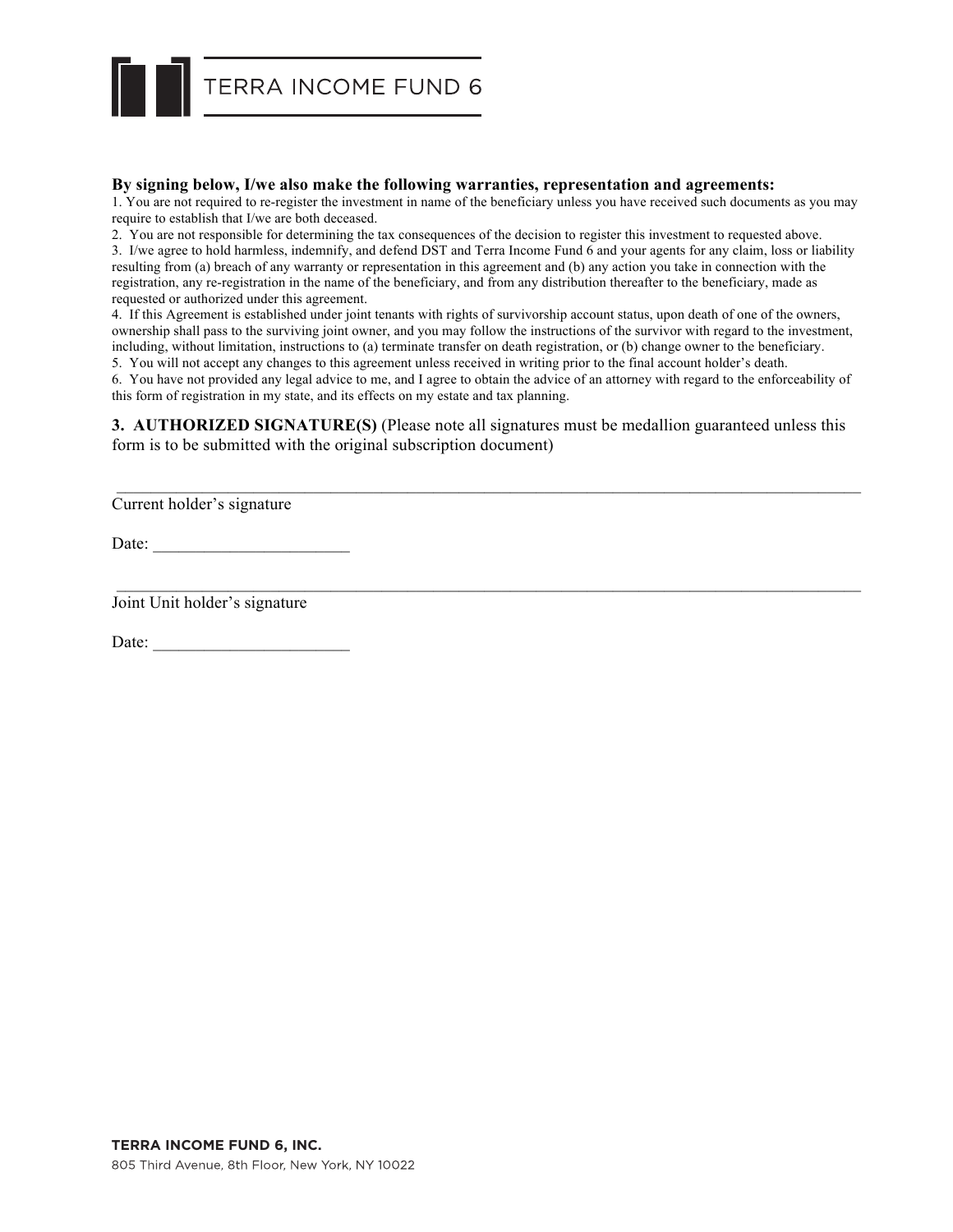**By signing below, I/we also make the following warranties, representation and agreements:**

1. You are not required to re-register the investment in name of the beneficiary unless you have received such documents as you may require to establish that I/we are both deceased.
2. You are not responsible for determining the tax consequences of the decision to register this investment to requested above.
3. I/we agree to hold harmless, indemnify, and defend DST and Terra Income Fund 6 and your agents for any claim, loss or liability resulting from (a) breach of any warranty or representation in this agreement and (b) any action you take in connection with the registration, any re-registration in the name of the beneficiary, and from any distribution thereafter to the beneficiary, made as requested or authorized under this agreement.
4. If this Agreement is established under joint tenants with rights of survivorship account status, upon death of one of the owners, ownership shall pass to the surviving joint owner, and you may follow the instructions of the survivor with regard to the investment, including, without limitation, instructions to (a) terminate transfer on death registration, or (b) change owner to the beneficiary.
5. You will not accept any changes to this agreement unless received in writing prior to the final account holder's death.
6. You have not provided any legal advice to me, and I agree to obtain the advice of an attorney with regard to the enforceability of this form of registration in my state, and its effects on my estate and tax planning.

**3. AUTHORIZED SIGNATURE(S)** (Please note all signatures must be medallion guaranteed unless this form is to be submitted with the original subscription document)

\_\_\_\_\_\_\_\_\_\_\_\_\_\_\_\_\_\_\_\_\_\_\_\_\_\_\_\_\_\_\_\_\_\_\_\_\_\_\_\_\_\_\_\_\_\_\_\_\_\_\_\_\_\_\_\_\_\_\_\_\_\_\_\_\_\_\_\_\_\_\_\_

Current holder's signature

Date: \_\_\_\_\_\_\_\_\_\_\_\_\_\_\_\_\_\_\_\_\_\_\_

\_\_\_\_\_\_\_\_\_\_\_\_\_\_\_\_\_\_\_\_\_\_\_\_\_\_\_\_\_\_\_\_\_\_\_\_\_\_\_\_\_\_\_\_\_\_\_\_\_\_\_\_\_\_\_\_\_\_\_\_\_\_\_\_\_\_\_\_\_\_\_\_

Joint Unit holder's signature

Date: \_\_\_\_\_\_\_\_\_\_\_\_\_\_\_\_\_\_\_\_\_\_\_